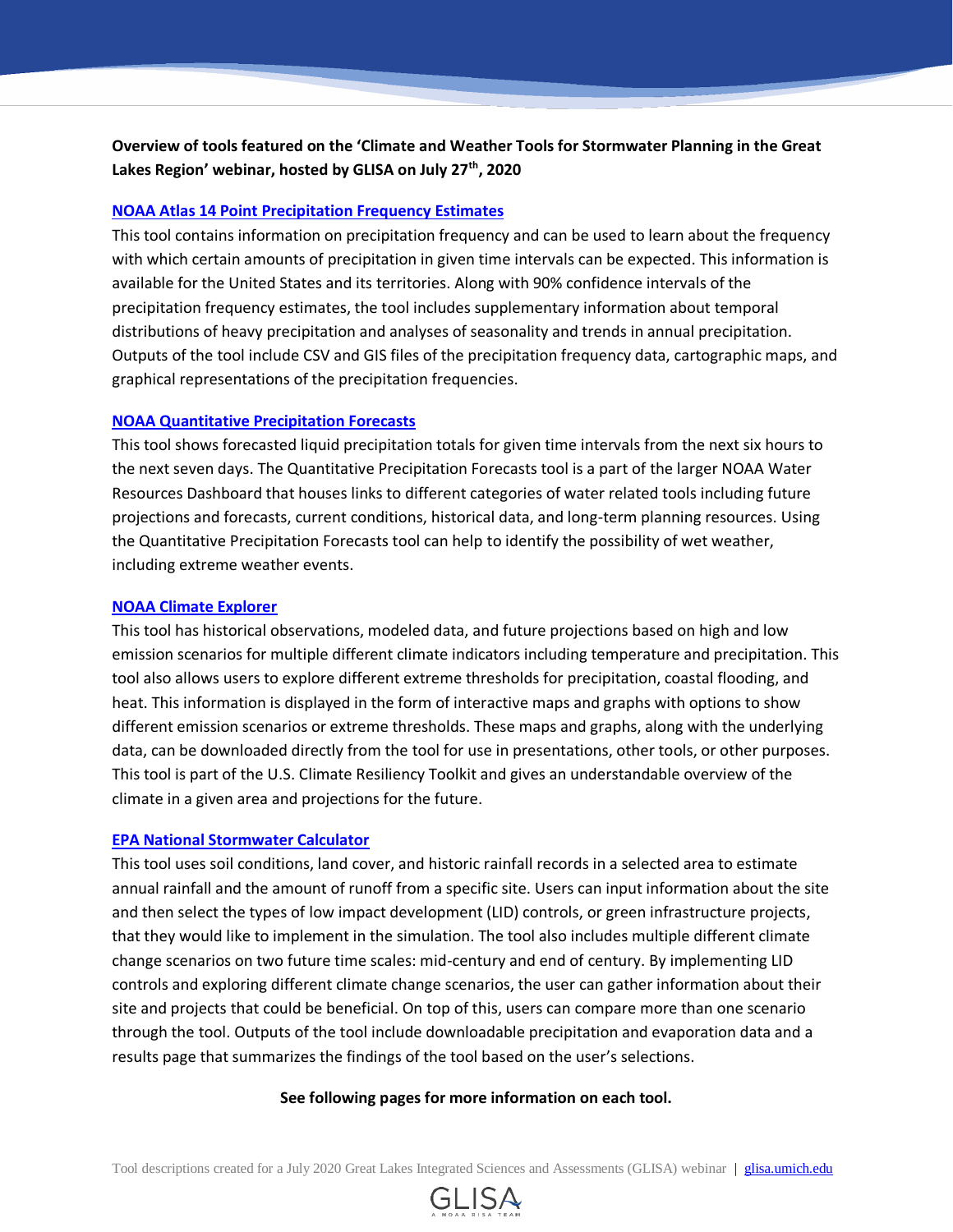**Overview of tools featured on the 'Climate and Weather Tools for Stormwater Planning in the Great Lakes Region' webinar, hosted by GLISA on July 27th, 2020**

### NOAA Atlas 14 Point Precipitation Frequency Estimates

This tool contains information on precipitation frequency and can be used to learn about the frequency with which certain amounts of precipitation in given time intervals can be expected. This information is available for the United States and its territories. Along with 90% confidence intervals of the precipitation frequency estimates, the tool includes supplementary information about temporal distributions of heavy precipitation and analyses of seasonality and trends in annual precipitation. Outputs of the tool include CSV and GIS files of the precipitation frequency data, cartographic maps, and graphical representations of the precipitation frequencies.

### NOAA Quantitative Precipitation Forecasts

This tool shows forecasted liquid precipitation totals for given time intervals from the next six hours to the next seven days. The Quantitative Precipitation Forecasts tool is a part of the larger NOAA Water Resources Dashboard that houses links to different categories of water related tools including future projections and forecasts, current conditions, historical data, and long-term planning resources. Using the Quantitative Precipitation Forecasts tool can help to identify the possibility of wet weather, including extreme weather events.

### NOAA Climate Explorer

This tool has historical observations, modeled data, and future projections based on high and low emission scenarios for multiple different climate indicators including temperature and precipitation. This tool also allows users to explore different extreme thresholds for precipitation, coastal flooding, and heat. This information is displayed in the form of interactive maps and graphs with options to show different emission scenarios or extreme thresholds. These maps and graphs, along with the underlying data, can be downloaded directly from the tool for use in presentations, other tools, or other purposes. This tool is part of the U.S. Climate Resiliency Toolkit and gives an understandable overview of the climate in a given area and projections for the future.

### EPA National Stormwater Calculator

This tool uses soil conditions, land cover, and historic rainfall records in a selected area to estimate annual rainfall and the amount of runoff from a specific site. Users can input information about the site and then select the types of low impact development (LID) controls, or green infrastructure projects, that they would like to implement in the simulation. The tool also includes multiple different climate change scenarios on two future time scales: mid-century and end of century. By implementing LID controls and exploring different climate change scenarios, the user can gather information about their site and projects that could be beneficial. On top of this, users can compare more than one scenario through the tool. Outputs of the tool include downloadable precipitation and evaporation data and a results page that summarizes the findings of the tool based on the user's selections.

**See following pages for more information on each tool.**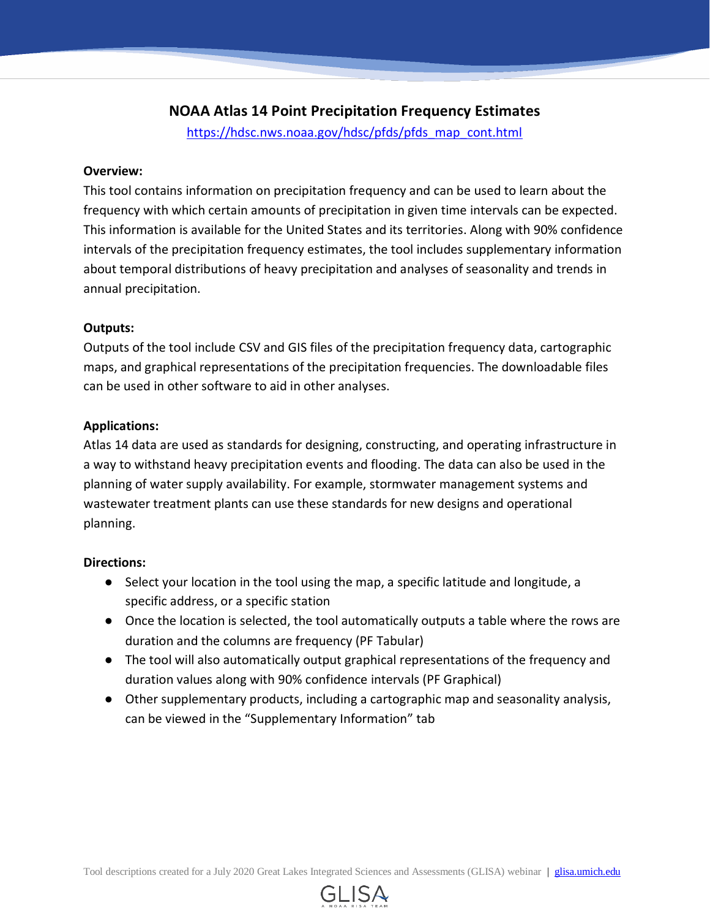# NOAA Atlas 14 Point Precipitation Frequency Estimates

https://hdsc.nws.noaa.gov/hdsc/pfds/pfds_map_cont.html

**Overview:**

This tool contains information on precipitation frequency and can be used to learn about the frequency with which certain amounts of precipitation in given time intervals can be expected. This information is available for the United States and its territories. Along with 90% confidence intervals of the precipitation frequency estimates, the tool includes supplementary information about temporal distributions of heavy precipitation and analyses of seasonality and trends in annual precipitation.

**Outputs:**

Outputs of the tool include CSV and GIS files of the precipitation frequency data, cartographic maps, and graphical representations of the precipitation frequencies. The downloadable files can be used in other software to aid in other analyses.

**Applications:**

Atlas 14 data are used as standards for designing, constructing, and operating infrastructure in a way to withstand heavy precipitation events and flooding. The data can also be used in the planning of water supply availability. For example, stormwater management systems and wastewater treatment plants can use these standards for new designs and operational planning.

**Directions:**

- Select your location in the tool using the map, a specific latitude and longitude, a specific address, or a specific station
- Once the location is selected, the tool automatically outputs a table where the rows are duration and the columns are frequency (PF Tabular)
- The tool will also automatically output graphical representations of the frequency and duration values along with 90% confidence intervals (PF Graphical)
- Other supplementary products, including a cartographic map and seasonality analysis, can be viewed in the "Supplementary Information" tab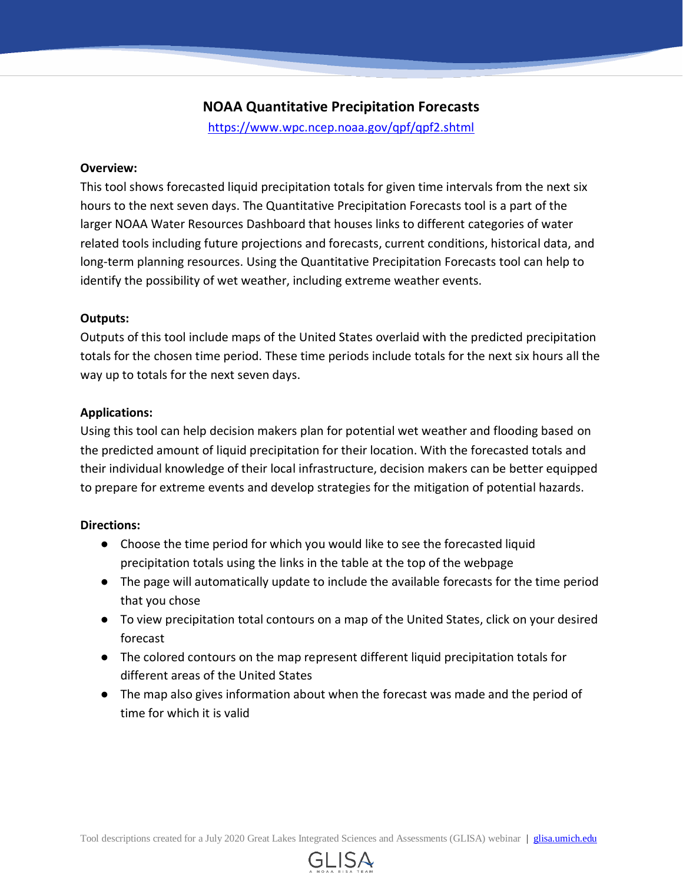# NOAA Quantitative Precipitation Forecasts

https://www.wpc.ncep.noaa.gov/qpf/qpf2.shtml

**Overview:**

This tool shows forecasted liquid precipitation totals for given time intervals from the next six hours to the next seven days. The Quantitative Precipitation Forecasts tool is a part of the larger NOAA Water Resources Dashboard that houses links to different categories of water related tools including future projections and forecasts, current conditions, historical data, and long-term planning resources. Using the Quantitative Precipitation Forecasts tool can help to identify the possibility of wet weather, including extreme weather events.

**Outputs:**

Outputs of this tool include maps of the United States overlaid with the predicted precipitation totals for the chosen time period. These time periods include totals for the next six hours all the way up to totals for the next seven days.

**Applications:**

Using this tool can help decision makers plan for potential wet weather and flooding based on the predicted amount of liquid precipitation for their location. With the forecasted totals and their individual knowledge of their local infrastructure, decision makers can be better equipped to prepare for extreme events and develop strategies for the mitigation of potential hazards.

**Directions:**

- Choose the time period for which you would like to see the forecasted liquid precipitation totals using the links in the table at the top of the webpage
- The page will automatically update to include the available forecasts for the time period that you chose
- To view precipitation total contours on a map of the United States, click on your desired forecast
- The colored contours on the map represent different liquid precipitation totals for different areas of the United States
- The map also gives information about when the forecast was made and the period of time for which it is valid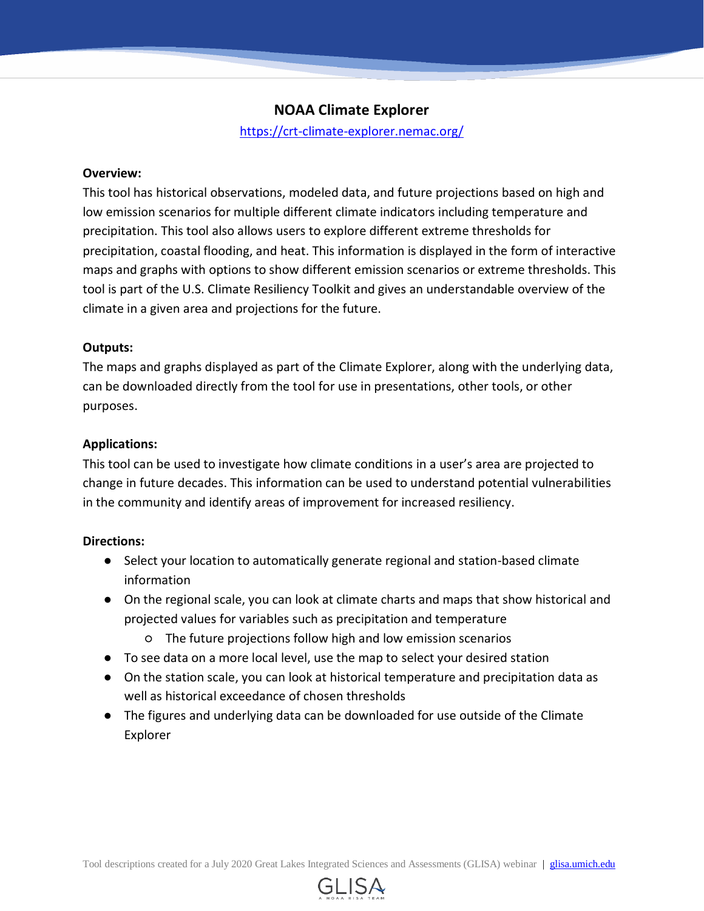## NOAA Climate Explorer

https://crt-climate-explorer.nemac.org/

**Overview:**

This tool has historical observations, modeled data, and future projections based on high and low emission scenarios for multiple different climate indicators including temperature and precipitation. This tool also allows users to explore different extreme thresholds for precipitation, coastal flooding, and heat. This information is displayed in the form of interactive maps and graphs with options to show different emission scenarios or extreme thresholds. This tool is part of the U.S. Climate Resiliency Toolkit and gives an understandable overview of the climate in a given area and projections for the future.

**Outputs:**

The maps and graphs displayed as part of the Climate Explorer, along with the underlying data, can be downloaded directly from the tool for use in presentations, other tools, or other purposes.

**Applications:**

This tool can be used to investigate how climate conditions in a user's area are projected to change in future decades. This information can be used to understand potential vulnerabilities in the community and identify areas of improvement for increased resiliency.

**Directions:**

- Select your location to automatically generate regional and station-based climate information
- On the regional scale, you can look at climate charts and maps that show historical and projected values for variables such as precipitation and temperature
  - The future projections follow high and low emission scenarios
- To see data on a more local level, use the map to select your desired station
- On the station scale, you can look at historical temperature and precipitation data as well as historical exceedance of chosen thresholds
- The figures and underlying data can be downloaded for use outside of the Climate Explorer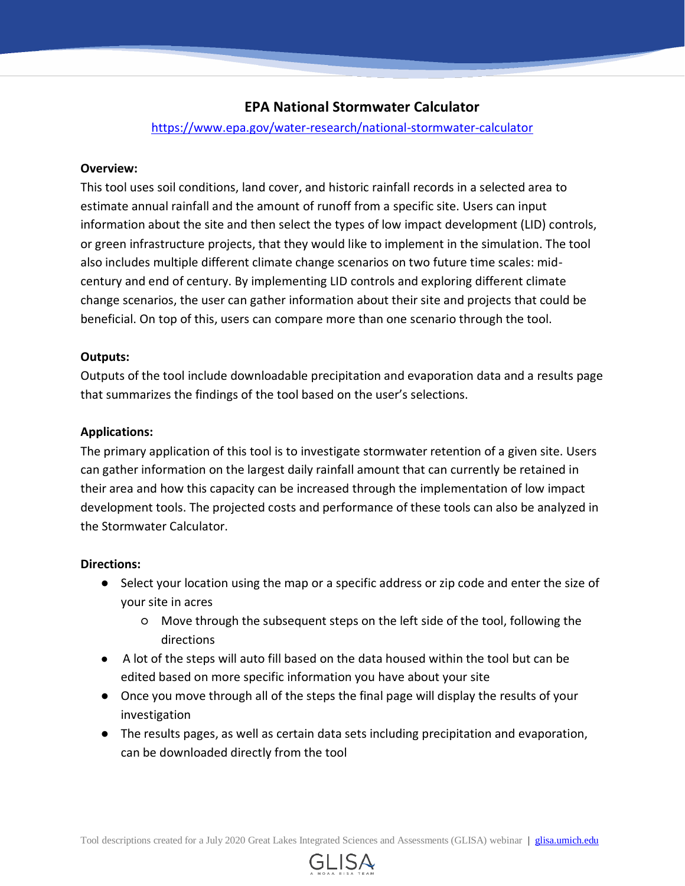## EPA National Stormwater Calculator

https://www.epa.gov/water-research/national-stormwater-calculator

**Overview:**

This tool uses soil conditions, land cover, and historic rainfall records in a selected area to estimate annual rainfall and the amount of runoff from a specific site. Users can input information about the site and then select the types of low impact development (LID) controls, or green infrastructure projects, that they would like to implement in the simulation. The tool also includes multiple different climate change scenarios on two future time scales: mid-century and end of century. By implementing LID controls and exploring different climate change scenarios, the user can gather information about their site and projects that could be beneficial. On top of this, users can compare more than one scenario through the tool.

**Outputs:**

Outputs of the tool include downloadable precipitation and evaporation data and a results page that summarizes the findings of the tool based on the user's selections.

**Applications:**

The primary application of this tool is to investigate stormwater retention of a given site. Users can gather information on the largest daily rainfall amount that can currently be retained in their area and how this capacity can be increased through the implementation of low impact development tools. The projected costs and performance of these tools can also be analyzed in the Stormwater Calculator.

**Directions:**

- Select your location using the map or a specific address or zip code and enter the size of your site in acres
  - Move through the subsequent steps on the left side of the tool, following the directions
- A lot of the steps will auto fill based on the data housed within the tool but can be edited based on more specific information you have about your site
- Once you move through all of the steps the final page will display the results of your investigation
- The results pages, as well as certain data sets including precipitation and evaporation, can be downloaded directly from the tool